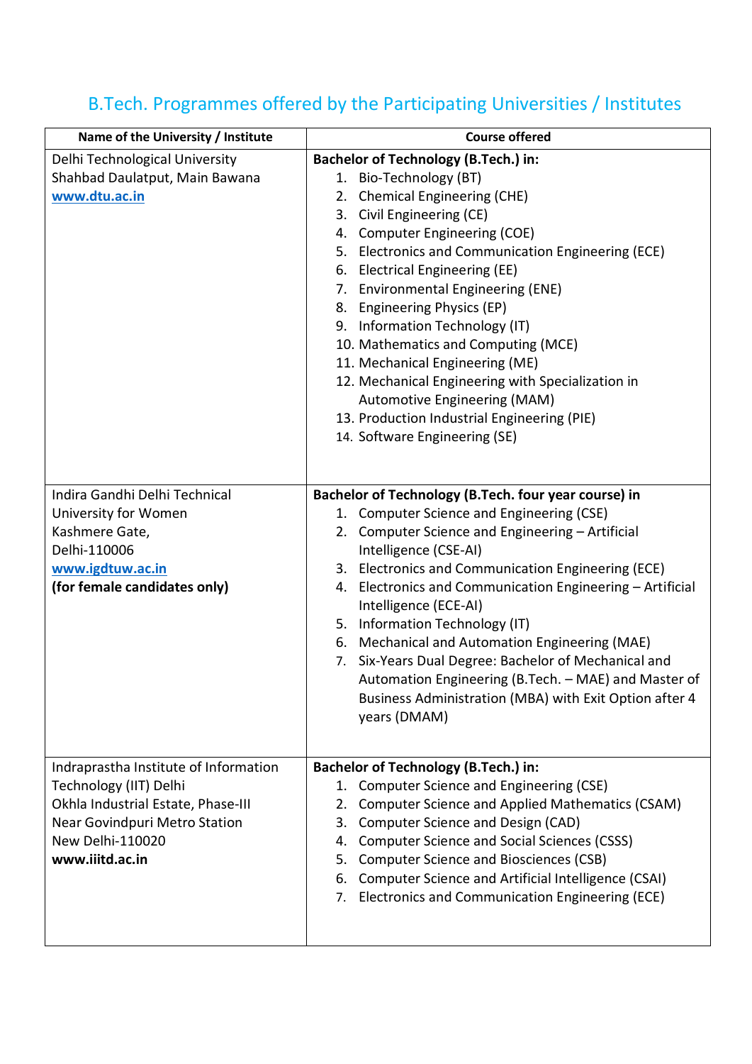# B.Tech. Programmes offered by the Participating Universities / Institutes

| Name of the University / Institute | Course offered |
|---|---|
| Delhi Technological University<br>Shahbad Daulatput, Main Bawana<br>[www.dtu.ac.in](http://www.dtu.ac.in) | **Bachelor of Technology (B.Tech.) in:**<br>1. Bio-Technology (BT)<br>2. Chemical Engineering (CHE)<br>3. Civil Engineering (CE)<br>4. Computer Engineering (COE)<br>5. Electronics and Communication Engineering (ECE)<br>6. Electrical Engineering (EE)<br>7. Environmental Engineering (ENE)<br>8. Engineering Physics (EP)<br>9. Information Technology (IT)<br>10. Mathematics and Computing (MCE)<br>11. Mechanical Engineering (ME)<br>12. Mechanical Engineering with Specialization in Automotive Engineering (MAM)<br>13. Production Industrial Engineering (PIE)<br>14. Software Engineering (SE) |
| Indira Gandhi Delhi Technical University for Women<br>Kashmere Gate,<br>Delhi-110006<br>[www.igdtuw.ac.in](http://www.igdtuw.ac.in)<br>**(for female candidates only)** | **Bachelor of Technology (B.Tech. four year course) in**<br>1. Computer Science and Engineering (CSE)<br>2. Computer Science and Engineering – Artificial Intelligence (CSE-AI)<br>3. Electronics and Communication Engineering (ECE)<br>4. Electronics and Communication Engineering – Artificial Intelligence (ECE-AI)<br>5. Information Technology (IT)<br>6. Mechanical and Automation Engineering (MAE)<br>7. Six-Years Dual Degree: Bachelor of Mechanical and Automation Engineering (B.Tech. – MAE) and Master of Business Administration (MBA) with Exit Option after 4 years (DMAM) |
| Indraprastha Institute of Information Technology (IIT) Delhi<br>Okhla Industrial Estate, Phase-III<br>Near Govindpuri Metro Station<br>New Delhi-110020<br>**www.iiitd.ac.in** | **Bachelor of Technology (B.Tech.) in:**<br>1. Computer Science and Engineering (CSE)<br>2. Computer Science and Applied Mathematics (CSAM)<br>3. Computer Science and Design (CAD)<br>4. Computer Science and Social Sciences (CSSS)<br>5. Computer Science and Biosciences (CSB)<br>6. Computer Science and Artificial Intelligence (CSAI)<br>7. Electronics and Communication Engineering (ECE) |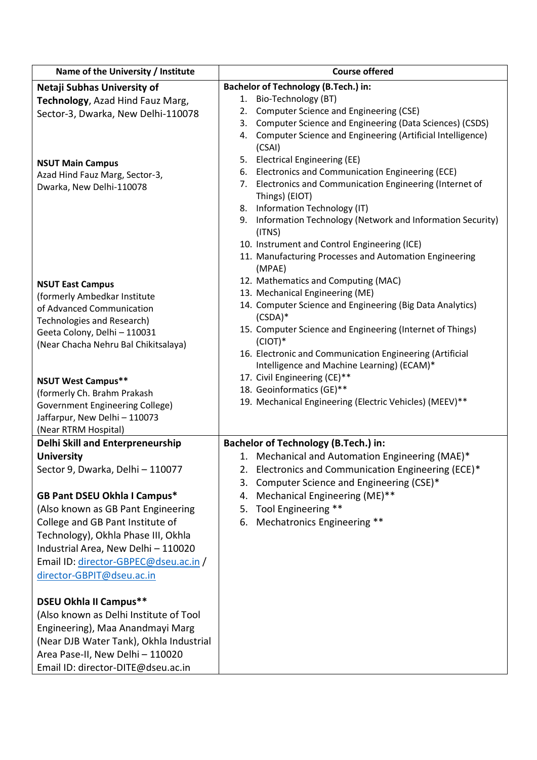| Name of the University / Institute | Course offered |
| --- | --- |
| **Netaji Subhas University of Technology**, Azad Hind Fauz Marg, Sector-3, Dwarka, New Delhi-110078<br><br>**NSUT Main Campus**<br>Azad Hind Fauz Marg, Sector-3, Dwarka, New Delhi-110078<br><br>**NSUT East Campus**<br>(formerly Ambedkar Institute of Advanced Communication Technologies and Research)<br>Geeta Colony, Delhi – 110031<br>(Near Chacha Nehru Bal Chikitsalaya)<br><br>**NSUT West Campus****<br>(formerly Ch. Brahm Prakash Government Engineering College)<br>Jaffarpur, New Delhi – 110073<br>(Near RTRM Hospital) | **Bachelor of Technology (B.Tech.) in:**<br>1. Bio-Technology (BT)<br>2. Computer Science and Engineering (CSE)<br>3. Computer Science and Engineering (Data Sciences) (CSDS)<br>4. Computer Science and Engineering (Artificial Intelligence) (CSAI)<br>5. Electrical Engineering (EE)<br>6. Electronics and Communication Engineering (ECE)<br>7. Electronics and Communication Engineering (Internet of Things) (EIOT)<br>8. Information Technology (IT)<br>9. Information Technology (Network and Information Security) (ITNS)<br>10. Instrument and Control Engineering (ICE)<br>11. Manufacturing Processes and Automation Engineering (MPAE)<br>12. Mathematics and Computing (MAC)<br>13. Mechanical Engineering (ME)<br>14. Computer Science and Engineering (Big Data Analytics) (CSDA)*<br>15. Computer Science and Engineering (Internet of Things) (CIOT)*<br>16. Electronic and Communication Engineering (Artificial Intelligence and Machine Learning) (ECAM)*<br>17. Civil Engineering (CE)**<br>18. Geoinformatics (GE)**<br>19. Mechanical Engineering (Electric Vehicles) (MEEV)** |
| **Delhi Skill and Enterprenuership University**<br>Sector 9, Dwarka, Delhi – 110077<br><br>**GB Pant DSEU Okhla I Campus***<br>(Also known as GB Pant Engineering College and GB Pant Institute of Technology), Okhla Phase III, Okhla Industrial Area, New Delhi – 110020<br>Email ID: director-GBPEC@dseu.ac.in / director-GBPIT@dseu.ac.in<br><br>**DSEU Okhla II Campus****<br>(Also known as Delhi Institute of Tool Engineering), Maa Anandmayi Marg (Near DJB Water Tank), Okhla Industrial Area Pase-II, New Delhi – 110020<br>Email ID: director-DITE@dseu.ac.in | **Bachelor of Technology (B.Tech.) in:**<br>1. Mechanical and Automation Engineering (MAE)*<br>2. Electronics and Communication Engineering (ECE)*<br>3. Computer Science and Engineering (CSE)*<br>4. Mechanical Engineering (ME)**<br>5. Tool Engineering **<br>6. Mechatronics Engineering ** |